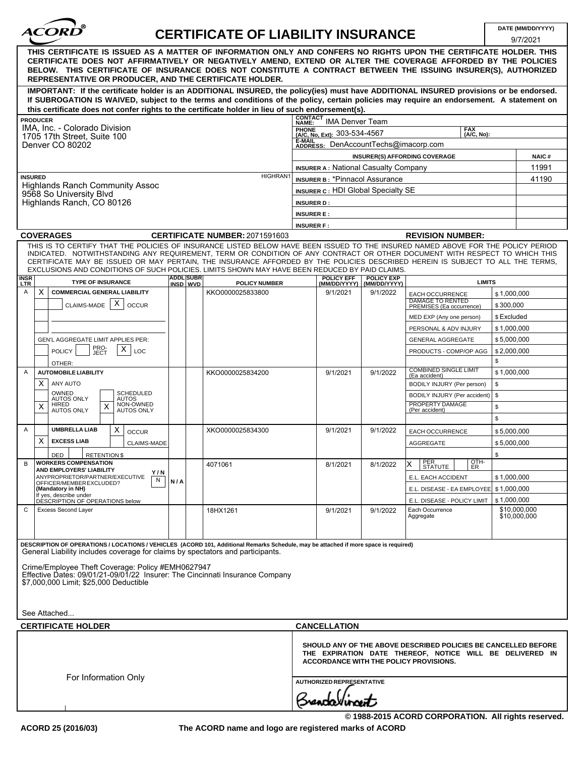# ACORD® CERTIFICATE OF LIABILITY INSURANCE

DATE (MM/DD/YYYY): 9/7/2021

**THIS CERTIFICATE IS ISSUED AS A MATTER OF INFORMATION ONLY AND CONFERS NO RIGHTS UPON THE CERTIFICATE HOLDER. THIS CERTIFICATE DOES NOT AFFIRMATIVELY OR NEGATIVELY AMEND, EXTEND OR ALTER THE COVERAGE AFFORDED BY THE POLICIES BELOW. THIS CERTIFICATE OF INSURANCE DOES NOT CONSTITUTE A CONTRACT BETWEEN THE ISSUING INSURER(S), AUTHORIZED REPRESENTATIVE OR PRODUCER, AND THE CERTIFICATE HOLDER.**

**IMPORTANT: If the certificate holder is an ADDITIONAL INSURED, the policy(ies) must have ADDITIONAL INSURED provisions or be endorsed. If SUBROGATION IS WAIVED, subject to the terms and conditions of the policy, certain policies may require an endorsement. A statement on this certificate does not confer rights to the certificate holder in lieu of such endorsement(s).**

**PRODUCER**
IMA, Inc. - Colorado Division
1705 17th Street, Suite 100
Denver CO 80202

**CONTACT NAME:** IMA Denver Team
**PHONE (A/C, No, Ext):** 303-534-4567 **FAX (A/C, No):**
**E-MAIL ADDRESS:** DenAccountTechs@imacorp.com

| INSURER(S) AFFORDING COVERAGE | NAIC # |
|---|---|
| INSURER A : National Casualty Company | 11991 |
| INSURER B : *Pinnacol Assurance | 41190 |
| INSURER C : HDI Global Specialty SE | |
| INSURER D : | |
| INSURER E : | |
| INSURER F : | |

**INSURED** HIGHRAN1
Highlands Ranch Community Assoc
9568 So University Blvd
Highlands Ranch, CO 80126

**COVERAGES** **CERTIFICATE NUMBER:** 2071591603 **REVISION NUMBER:**

THIS IS TO CERTIFY THAT THE POLICIES OF INSURANCE LISTED BELOW HAVE BEEN ISSUED TO THE INSURED NAMED ABOVE FOR THE POLICY PERIOD INDICATED. NOTWITHSTANDING ANY REQUIREMENT, TERM OR CONDITION OF ANY CONTRACT OR OTHER DOCUMENT WITH RESPECT TO WHICH THIS CERTIFICATE MAY BE ISSUED OR MAY PERTAIN, THE INSURANCE AFFORDED BY THE POLICIES DESCRIBED HEREIN IS SUBJECT TO ALL THE TERMS, EXCLUSIONS AND CONDITIONS OF SUCH POLICIES. LIMITS SHOWN MAY HAVE BEEN REDUCED BY PAID CLAIMS.

| INSR LTR | TYPE OF INSURANCE | ADDL INSD | SUBR WVD | POLICY NUMBER | POLICY EFF (MM/DD/YYYY) | POLICY EXP (MM/DD/YYYY) | LIMITS | |
|---|---|---|---|---|---|---|---|---|
| A | X COMMERCIAL GENERAL LIABILITY | | | KKO0000025833800 | 9/1/2021 | 9/1/2022 | EACH OCCURRENCE | $ 1,000,000 |
| | CLAIMS-MADE X OCCUR | | | | | | DAMAGE TO RENTED PREMISES (Ea occurrence) | $ 300,000 |
| | | | | | | | MED EXP (Any one person) | $ Excluded |
| | | | | | | | PERSONAL & ADV INJURY | $ 1,000,000 |
| | GEN'L AGGREGATE LIMIT APPLIES PER: | | | | | | GENERAL AGGREGATE | $ 5,000,000 |
| | POLICY PRO-JECT X LOC | | | | | | PRODUCTS - COMP/OP AGG | $ 2,000,000 |
| | OTHER: | | | | | | | $ |
| A | AUTOMOBILE LIABILITY | | | KKO0000025834200 | 9/1/2021 | 9/1/2022 | COMBINED SINGLE LIMIT (Ea accident) | $ 1,000,000 |
| | X ANY AUTO | | | | | | BODILY INJURY (Per person) | $ |
| | OWNED AUTOS ONLY / SCHEDULED AUTOS | | | | | | BODILY INJURY (Per accident) | $ |
| | X HIRED AUTOS ONLY / X NON-OWNED AUTOS ONLY | | | | | | PROPERTY DAMAGE (Per accident) | $ |
| | | | | | | | | $ |
| A | UMBRELLA LIAB X OCCUR | | | XKO0000025834300 | 9/1/2021 | 9/1/2022 | EACH OCCURRENCE | $ 5,000,000 |
| | X EXCESS LIAB CLAIMS-MADE | | | | | | AGGREGATE | $ 5,000,000 |
| | DED RETENTION $ | | | | | | | $ |
| B | WORKERS COMPENSATION AND EMPLOYERS' LIABILITY Y/N | | | 4071061 | 8/1/2021 | 8/1/2022 | X PER STATUTE OTH-ER | |
| | ANYPROPRIETOR/PARTNER/EXECUTIVE OFFICER/MEMBER EXCLUDED? (Mandatory in NH) N | N/A | | | | | E.L. EACH ACCIDENT | $ 1,000,000 |
| | If yes, describe under DESCRIPTION OF OPERATIONS below | | | | | | E.L. DISEASE - EA EMPLOYEE | $ 1,000,000 |
| | | | | | | | E.L. DISEASE - POLICY LIMIT | $ 1,000,000 |
| C | Excess Second Layer | | | 18HX1261 | 9/1/2021 | 9/1/2022 | Each Occurrence<br>Aggregate | $10,000,000<br>$10,000,000 |

**DESCRIPTION OF OPERATIONS / LOCATIONS / VEHICLES (ACORD 101, Additional Remarks Schedule, may be attached if more space is required)**

General Liability includes coverage for claims by spectators and participants.

Crime/Employee Theft Coverage: Policy #EMH0627947
Effective Dates: 09/01/21-09/01/22 Insurer: The Cincinnati Insurance Company
$7,000,000 Limit; $25,000 Deductible

See Attached...

**CERTIFICATE HOLDER**

For Information Only

**CANCELLATION**

**SHOULD ANY OF THE ABOVE DESCRIBED POLICIES BE CANCELLED BEFORE THE EXPIRATION DATE THEREOF, NOTICE WILL BE DELIVERED IN ACCORDANCE WITH THE POLICY PROVISIONS.**

**AUTHORIZED REPRESENTATIVE**

Brenda Vincent

© 1988-2015 ACORD CORPORATION. All rights reserved.

ACORD 25 (2016/03) The ACORD name and logo are registered marks of ACORD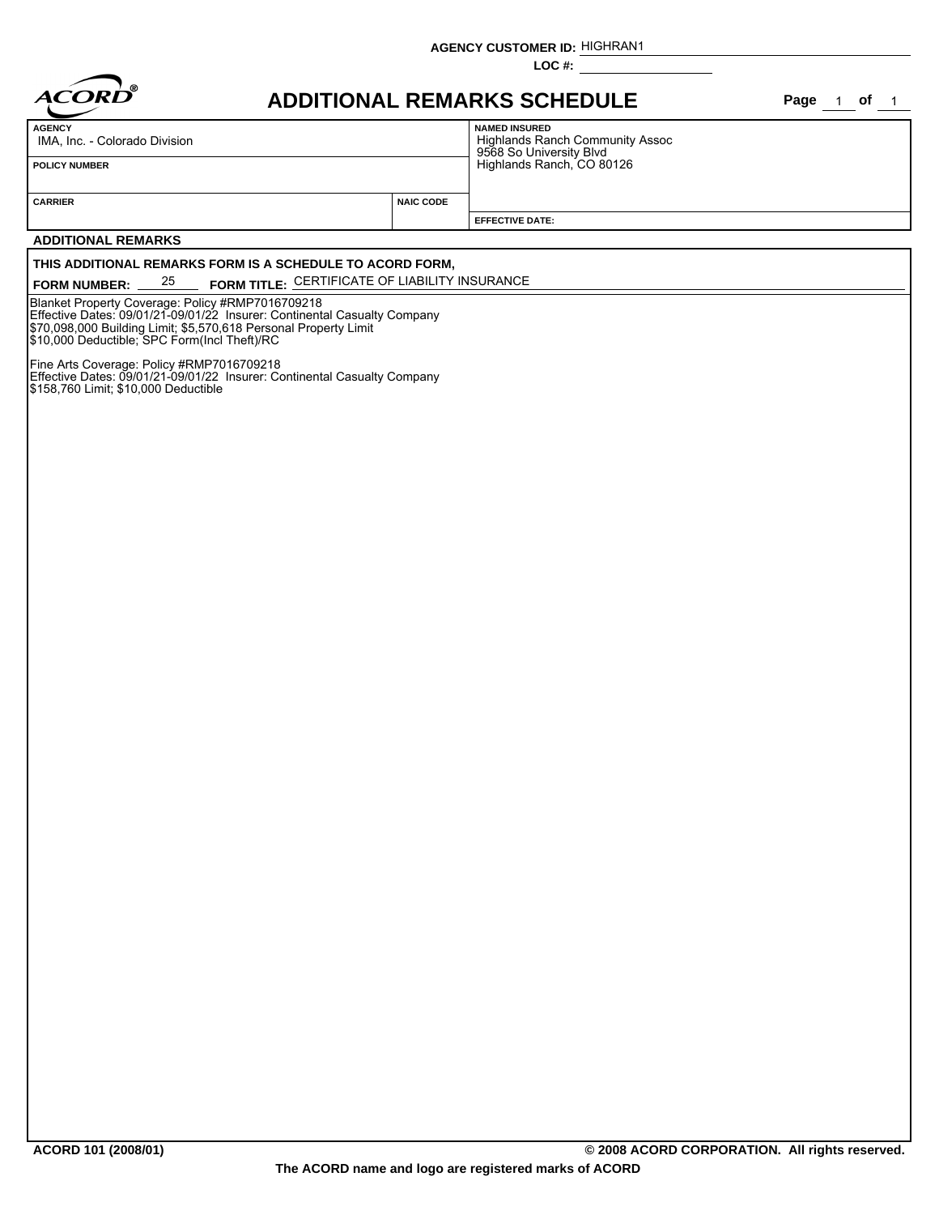AGENCY CUSTOMER ID: HIGHRAN1

LOC #:

# ADDITIONAL REMARKS SCHEDULE

| | | |
|---|---|---|
| AGENCY<br>IMA, Inc. - Colorado Division | | NAMED INSURED<br>Highlands Ranch Community Assoc<br>9568 So University Blvd<br>Highlands Ranch, CO 80126 |
| POLICY NUMBER | | |
| CARRIER | NAIC CODE | EFFECTIVE DATE: |

## ADDITIONAL REMARKS

**THIS ADDITIONAL REMARKS FORM IS A SCHEDULE TO ACORD FORM,**

**FORM NUMBER:** 25 **FORM TITLE:** CERTIFICATE OF LIABILITY INSURANCE

Blanket Property Coverage: Policy #RMP7016709218
Effective Dates: 09/01/21-09/01/22 Insurer: Continental Casualty Company
$70,098,000 Building Limit; $5,570,618 Personal Property Limit
$10,000 Deductible; SPC Form(Incl Theft)/RC

Fine Arts Coverage: Policy #RMP7016709218
Effective Dates: 09/01/21-09/01/22 Insurer: Continental Casualty Company
$158,760 Limit; $10,000 Deductible

ACORD 101 (2008/01) © 2008 ACORD CORPORATION. All rights reserved.

The ACORD name and logo are registered marks of ACORD